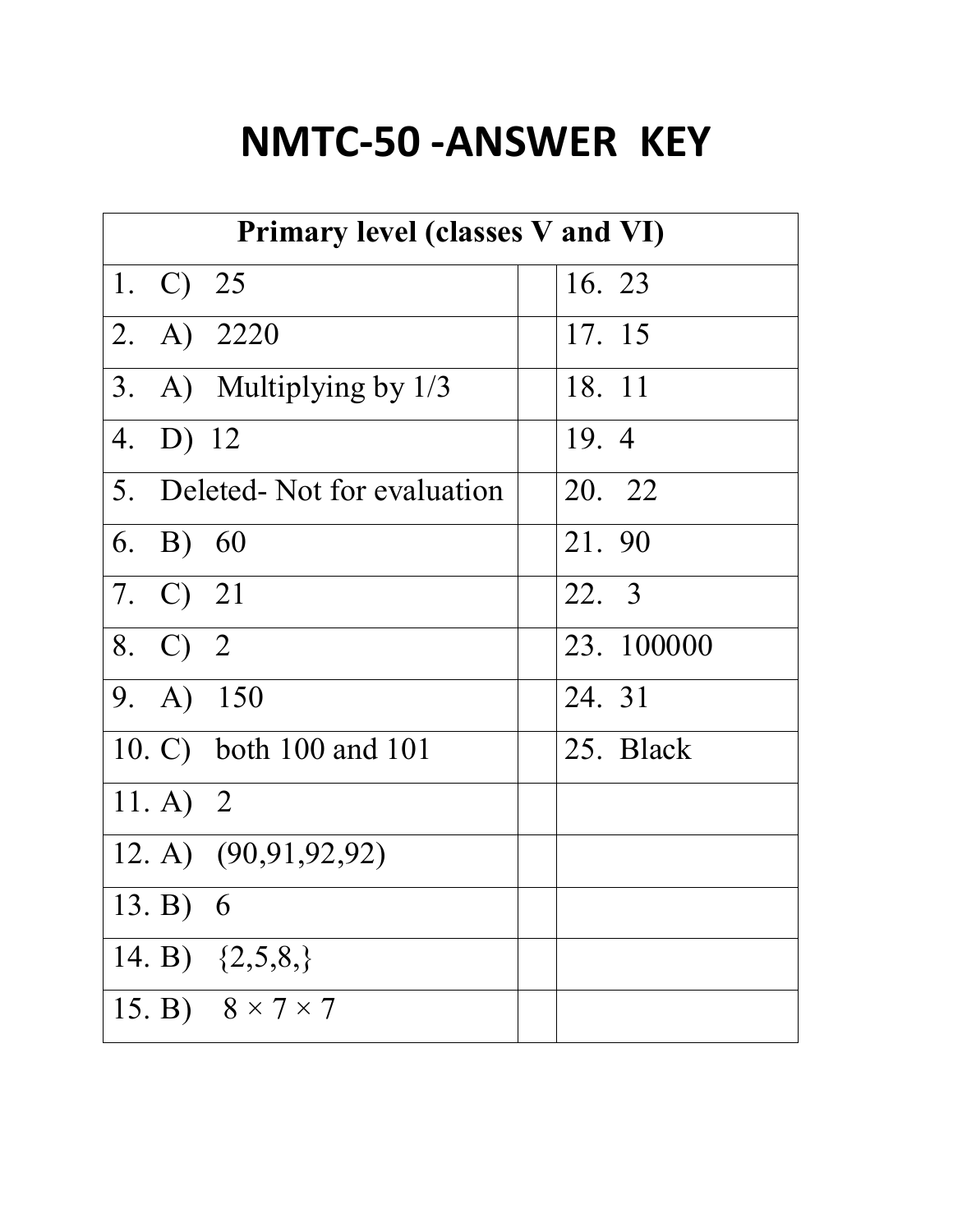# NMTC-50 -ANSWER KEY

| Primary level (classes V and VI) | | |
|---|---|---|
| 1. C) 25 | | 16. 23 |
| 2. A) 2220 | | 17. 15 |
| 3. A) Multiplying by 1/3 | | 18. 11 |
| 4. D) 12 | | 19. 4 |
| 5. Deleted- Not for evaluation | | 20. 22 |
| 6. B) 60 | | 21. 90 |
| 7. C) 21 | | 22. 3 |
| 8. C) 2 | | 23. 100000 |
| 9. A) 150 | | 24. 31 |
| 10. C) both 100 and 101 | | 25. Black |
| 11. A) 2 | | |
| 12. A) (90,91,92,92) | | |
| 13. B) 6 | | |
| 14. B) {2,5,8,} | | |
| 15. B) $8 \times 7 \times 7$ | | |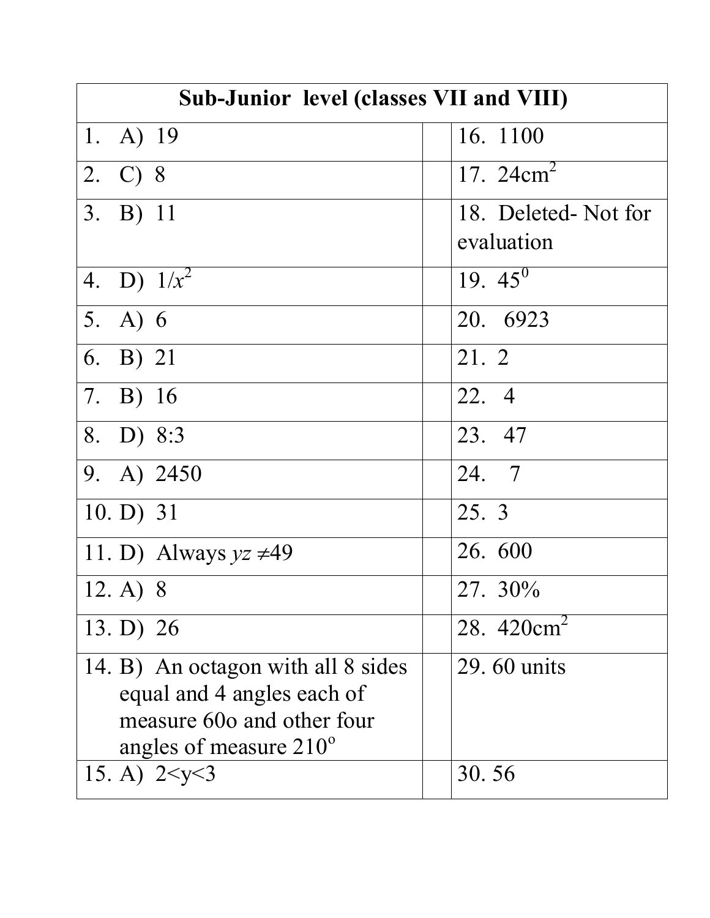| Sub-Junior level (classes VII and VIII) | | |
|---|---|---|
| 1. A) 19 | | 16. 1100 |
| 2. C) 8 | | 17. 24cm$^2$ |
| 3. B) 11 | | 18. Deleted- Not for evaluation |
| 4. D) $1/x^2$ | | 19. $45^0$ |
| 5. A) 6 | | 20. 6923 |
| 6. B) 21 | | 21. 2 |
| 7. B) 16 | | 22. 4 |
| 8. D) 8:3 | | 23. 47 |
| 9. A) 2450 | | 24. 7 |
| 10. D) 31 | | 25. 3 |
| 11. D) Always $yz \neq 49$ | | 26. 600 |
| 12. A) 8 | | 27. 30% |
| 13. D) 26 | | 28. 420cm$^2$ |
| 14. B) An octagon with all 8 sides equal and 4 angles each of measure 60o and other four angles of measure $210^o$ | | 29. 60 units |
| 15. A) $2<y<3$ | | 30. 56 |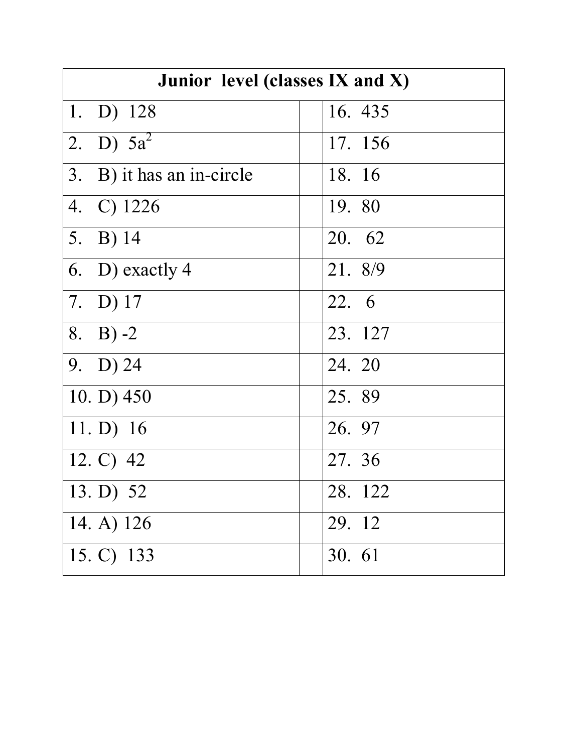| Junior level (classes IX and X) | | |
|---|---|---|
| 1. D) 128 | | 16. 435 |
| 2. D) $5a^2$ | | 17. 156 |
| 3. B) it has an in-circle | | 18. 16 |
| 4. C) 1226 | | 19. 80 |
| 5. B) 14 | | 20. 62 |
| 6. D) exactly 4 | | 21. 8/9 |
| 7. D) 17 | | 22. 6 |
| 8. B) -2 | | 23. 127 |
| 9. D) 24 | | 24. 20 |
| 10. D) 450 | | 25. 89 |
| 11. D) 16 | | 26. 97 |
| 12. C) 42 | | 27. 36 |
| 13. D) 52 | | 28. 122 |
| 14. A) 126 | | 29. 12 |
| 15. C) 133 | | 30. 61 |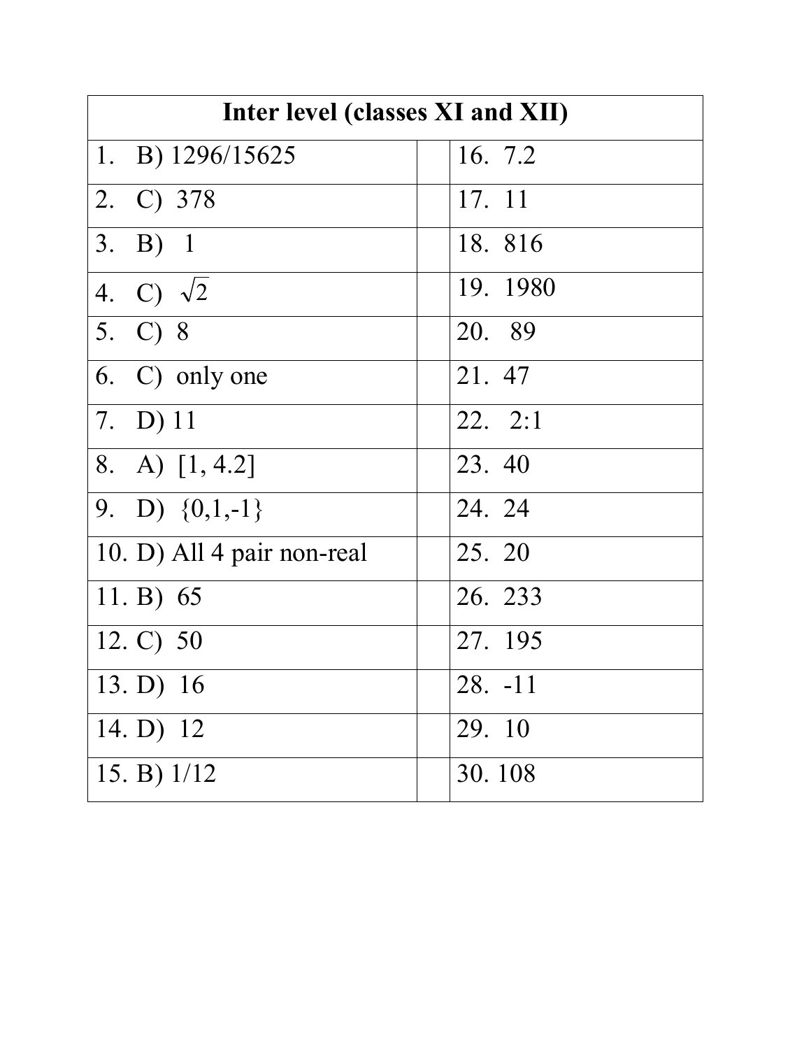| Inter level (classes XI and XII) | | |
|---|---|---|
| 1. B) 1296/15625 | | 16. 7.2 |
| 2. C) 378 | | 17. 11 |
| 3. B) 1 | | 18. 816 |
| 4. C) $\sqrt{2}$ | | 19. 1980 |
| 5. C) 8 | | 20. 89 |
| 6. C) only one | | 21. 47 |
| 7. D) 11 | | 22. 2:1 |
| 8. A) [1, 4.2] | | 23. 40 |
| 9. D) {0,1,-1} | | 24. 24 |
| 10. D) All 4 pair non-real | | 25. 20 |
| 11. B) 65 | | 26. 233 |
| 12. C) 50 | | 27. 195 |
| 13. D) 16 | | 28. -11 |
| 14. D) 12 | | 29. 10 |
| 15. B) 1/12 | | 30. 108 |